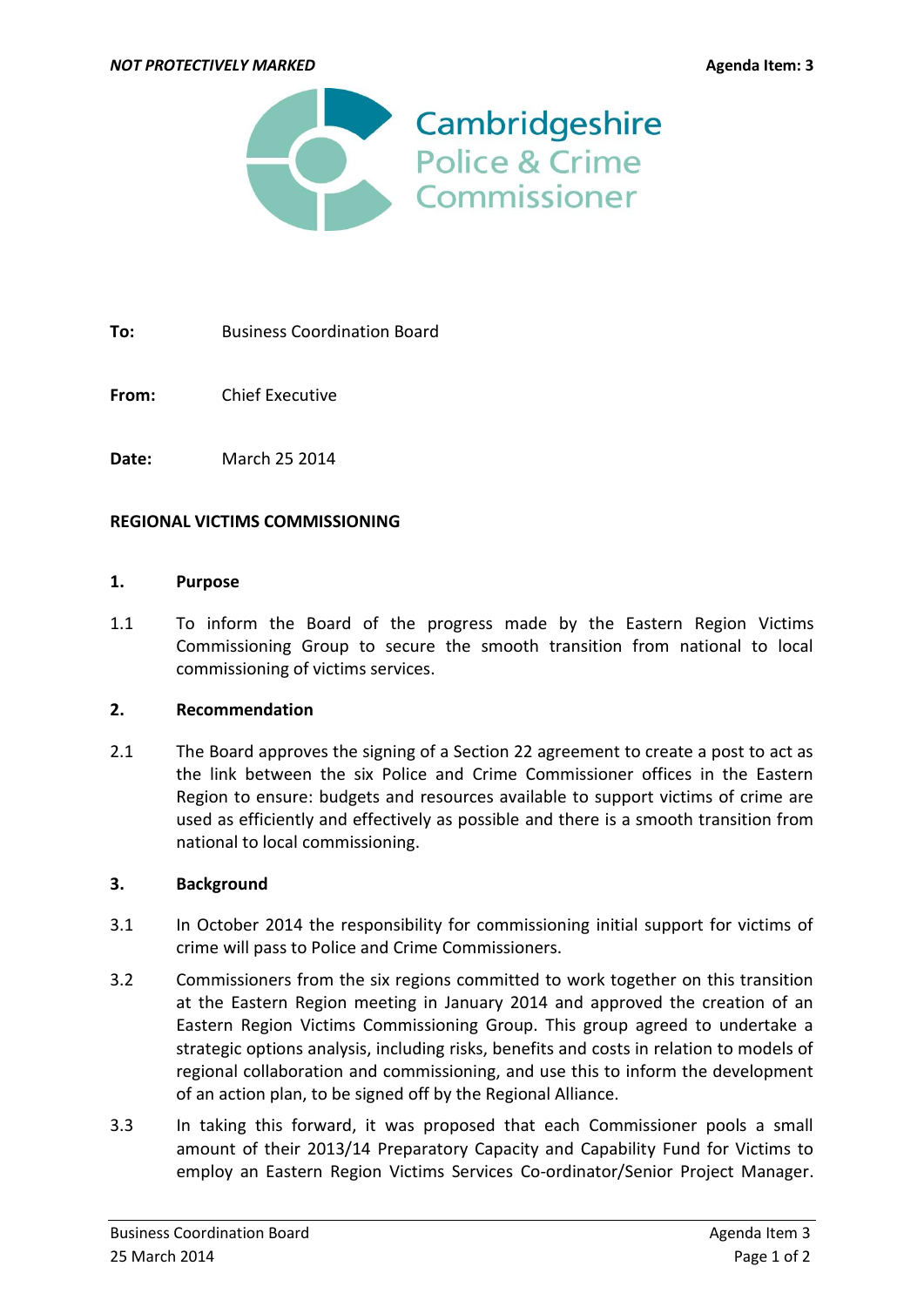*NOT PROTECTIVELY MARKED* **Agenda Item: 3**

Cambridgeshire
Police & Crime
Commissioner

**To:** Business Coordination Board

**From:** Chief Executive

**Date:** March 25 2014

**REGIONAL VICTIMS COMMISSIONING**

**1. Purpose**

1.1 To inform the Board of the progress made by the Eastern Region Victims Commissioning Group to secure the smooth transition from national to local commissioning of victims services.

**2. Recommendation**

2.1 The Board approves the signing of a Section 22 agreement to create a post to act as the link between the six Police and Crime Commissioner offices in the Eastern Region to ensure: budgets and resources available to support victims of crime are used as efficiently and effectively as possible and there is a smooth transition from national to local commissioning.

**3. Background**

3.1 In October 2014 the responsibility for commissioning initial support for victims of crime will pass to Police and Crime Commissioners.

3.2 Commissioners from the six regions committed to work together on this transition at the Eastern Region meeting in January 2014 and approved the creation of an Eastern Region Victims Commissioning Group. This group agreed to undertake a strategic options analysis, including risks, benefits and costs in relation to models of regional collaboration and commissioning, and use this to inform the development of an action plan, to be signed off by the Regional Alliance.

3.3 In taking this forward, it was proposed that each Commissioner pools a small amount of their 2013/14 Preparatory Capacity and Capability Fund for Victims to employ an Eastern Region Victims Services Co-ordinator/Senior Project Manager.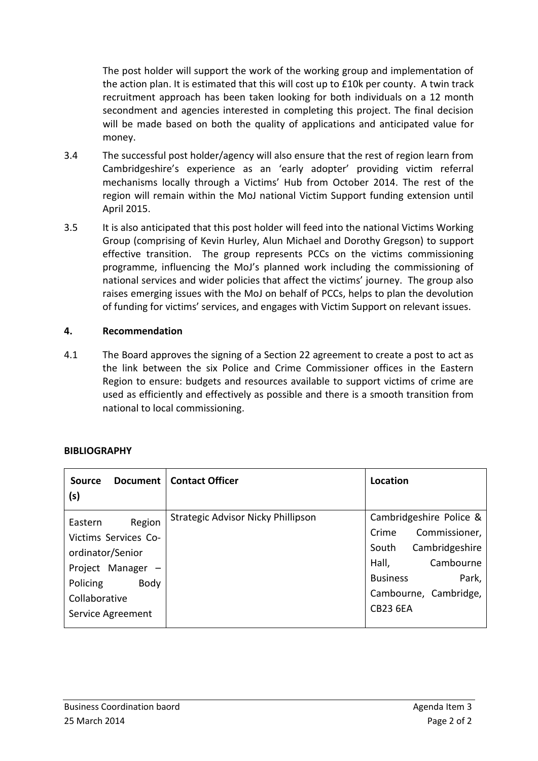The post holder will support the work of the working group and implementation of the action plan. It is estimated that this will cost up to £10k per county. A twin track recruitment approach has been taken looking for both individuals on a 12 month secondment and agencies interested in completing this project. The final decision will be made based on both the quality of applications and anticipated value for money.

3.4 The successful post holder/agency will also ensure that the rest of region learn from Cambridgeshire's experience as an 'early adopter' providing victim referral mechanisms locally through a Victims' Hub from October 2014. The rest of the region will remain within the MoJ national Victim Support funding extension until April 2015.

3.5 It is also anticipated that this post holder will feed into the national Victims Working Group (comprising of Kevin Hurley, Alun Michael and Dorothy Gregson) to support effective transition. The group represents PCCs on the victims commissioning programme, influencing the MoJ's planned work including the commissioning of national services and wider policies that affect the victims' journey. The group also raises emerging issues with the MoJ on behalf of PCCs, helps to plan the devolution of funding for victims' services, and engages with Victim Support on relevant issues.

## 4. Recommendation

4.1 The Board approves the signing of a Section 22 agreement to create a post to act as the link between the six Police and Crime Commissioner offices in the Eastern Region to ensure: budgets and resources available to support victims of crime are used as efficiently and effectively as possible and there is a smooth transition from national to local commissioning.

**BIBLIOGRAPHY**

| Source Document (s) | Contact Officer | Location |
|---|---|---|
| Eastern Region Victims Services Co-ordinator/Senior Project Manager – Policing Body Collaborative Service Agreement | Strategic Advisor Nicky Phillipson | Cambridgeshire Police & Crime Commissioner, South Cambridgeshire Hall, Cambourne Business Park, Cambourne, Cambridge, CB23 6EA |